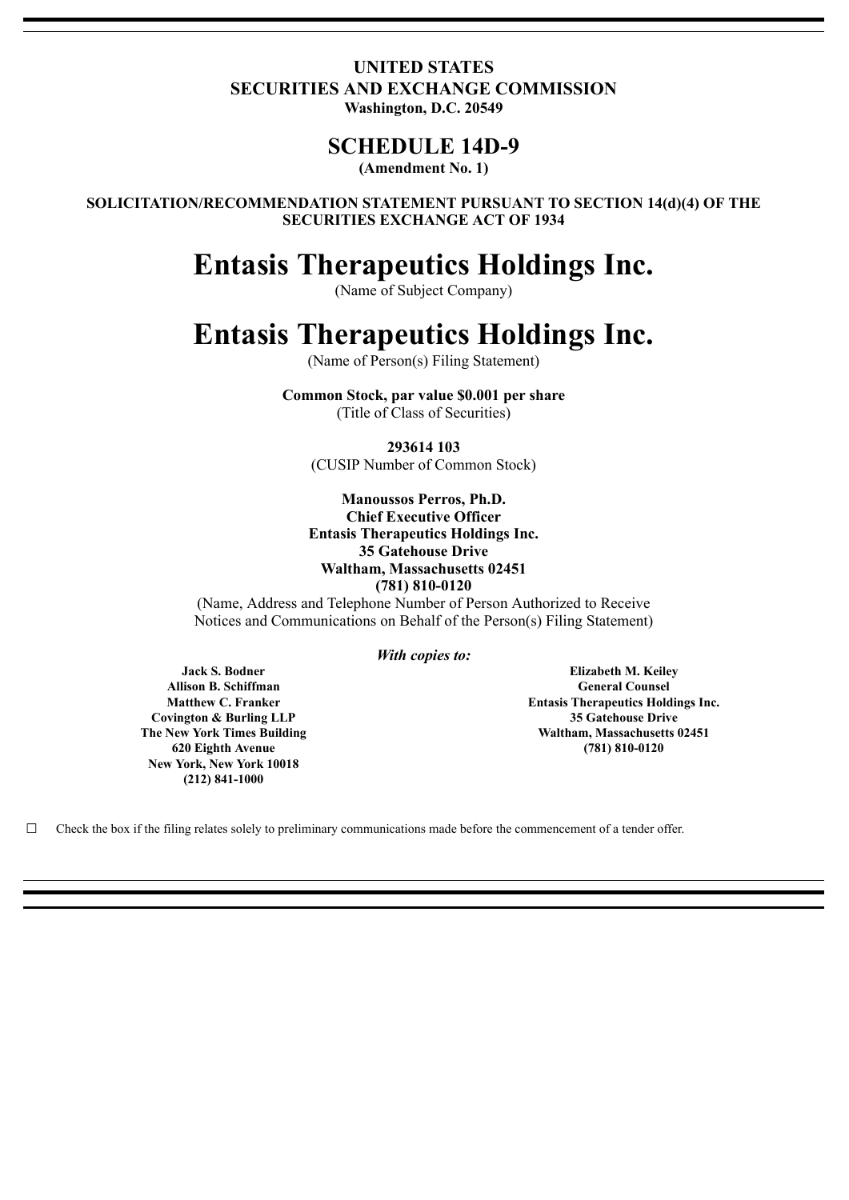**UNITED STATES**
**SECURITIES AND EXCHANGE COMMISSION**
**Washington, D.C. 20549**

# SCHEDULE 14D-9

**(Amendment No. 1)**

**SOLICITATION/RECOMMENDATION STATEMENT PURSUANT TO SECTION 14(d)(4) OF THE SECURITIES EXCHANGE ACT OF 1934**

# Entasis Therapeutics Holdings Inc.

(Name of Subject Company)

# Entasis Therapeutics Holdings Inc.

(Name of Person(s) Filing Statement)

**Common Stock, par value $0.001 per share**
(Title of Class of Securities)

**293614 103**
(CUSIP Number of Common Stock)

**Manoussos Perros, Ph.D.**
**Chief Executive Officer**
**Entasis Therapeutics Holdings Inc.**
**35 Gatehouse Drive**
**Waltham, Massachusetts 02451**
**(781) 810-0120**
(Name, Address and Telephone Number of Person Authorized to Receive Notices and Communications on Behalf of the Person(s) Filing Statement)

*With copies to:*

**Jack S. Bodner**
**Allison B. Schiffman**
**Matthew C. Franker**
**Covington & Burling LLP**
**The New York Times Building**
**620 Eighth Avenue**
**New York, New York 10018**
**(212) 841-1000**

**Elizabeth M. Keiley**
**General Counsel**
**Entasis Therapeutics Holdings Inc.**
**35 Gatehouse Drive**
**Waltham, Massachusetts 02451**
**(781) 810-0120**

☐ Check the box if the filing relates solely to preliminary communications made before the commencement of a tender offer.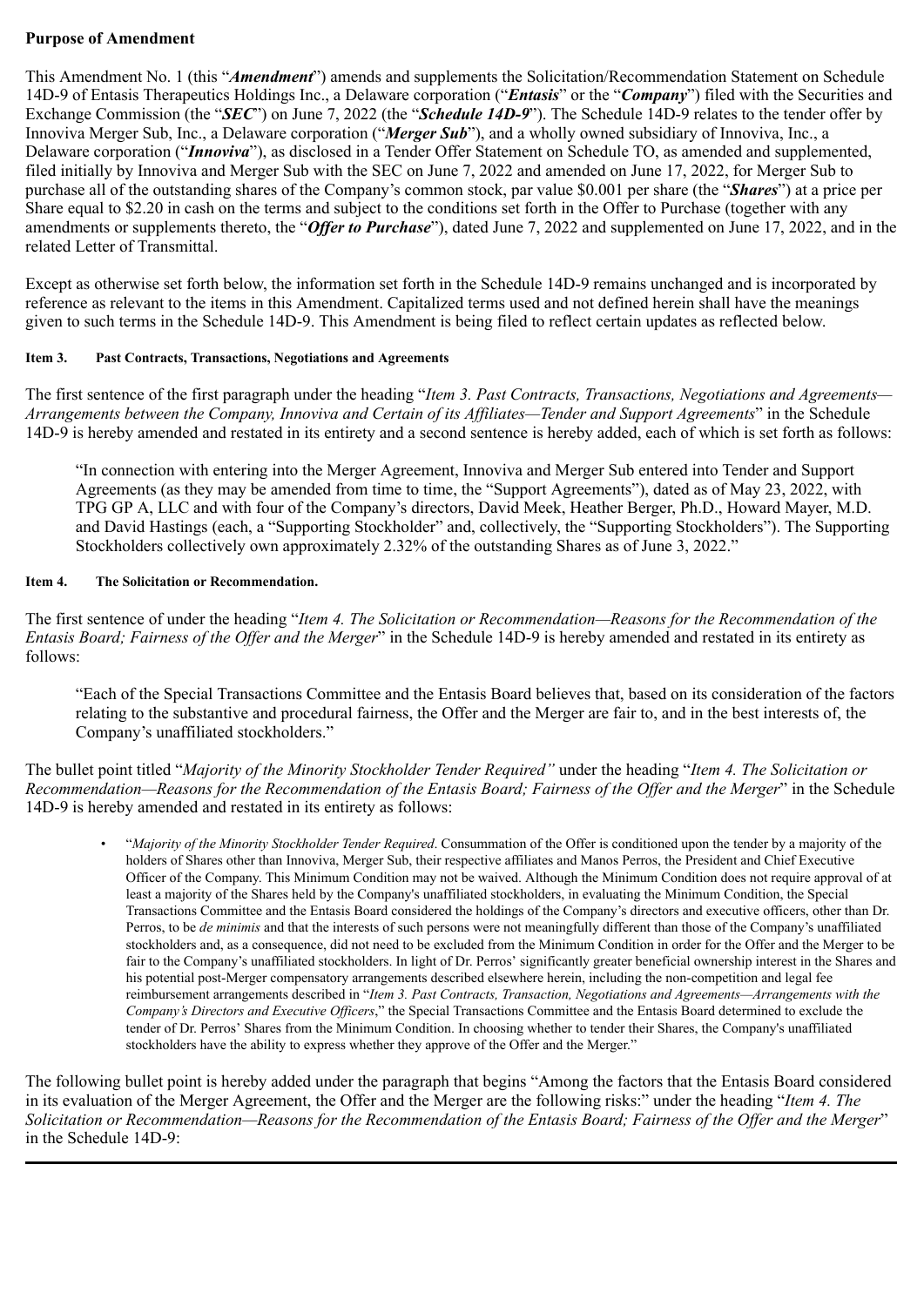**Purpose of Amendment**

This Amendment No. 1 (this "***Amendment***") amends and supplements the Solicitation/Recommendation Statement on Schedule 14D-9 of Entasis Therapeutics Holdings Inc., a Delaware corporation ("***Entasis***" or the "***Company***") filed with the Securities and Exchange Commission (the "***SEC***") on June 7, 2022 (the "***Schedule 14D-9***"). The Schedule 14D-9 relates to the tender offer by Innoviva Merger Sub, Inc., a Delaware corporation ("***Merger Sub***"), and a wholly owned subsidiary of Innoviva, Inc., a Delaware corporation ("***Innoviva***"), as disclosed in a Tender Offer Statement on Schedule TO, as amended and supplemented, filed initially by Innoviva and Merger Sub with the SEC on June 7, 2022 and amended on June 17, 2022, for Merger Sub to purchase all of the outstanding shares of the Company's common stock, par value $0.001 per share (the "***Shares***") at a price per Share equal to $2.20 in cash on the terms and subject to the conditions set forth in the Offer to Purchase (together with any amendments or supplements thereto, the "***Offer to Purchase***"), dated June 7, 2022 and supplemented on June 17, 2022, and in the related Letter of Transmittal.

Except as otherwise set forth below, the information set forth in the Schedule 14D-9 remains unchanged and is incorporated by reference as relevant to the items in this Amendment. Capitalized terms used and not defined herein shall have the meanings given to such terms in the Schedule 14D-9. This Amendment is being filed to reflect certain updates as reflected below.

#### Item 3. Past Contracts, Transactions, Negotiations and Agreements

The first sentence of the first paragraph under the heading "*Item 3. Past Contracts, Transactions, Negotiations and Agreements—Arrangements between the Company, Innoviva and Certain of its Affiliates—Tender and Support Agreements*" in the Schedule 14D-9 is hereby amended and restated in its entirety and a second sentence is hereby added, each of which is set forth as follows:

> "In connection with entering into the Merger Agreement, Innoviva and Merger Sub entered into Tender and Support Agreements (as they may be amended from time to time, the "Support Agreements"), dated as of May 23, 2022, with TPG GP A, LLC and with four of the Company's directors, David Meek, Heather Berger, Ph.D., Howard Mayer, M.D. and David Hastings (each, a "Supporting Stockholder" and, collectively, the "Supporting Stockholders"). The Supporting Stockholders collectively own approximately 2.32% of the outstanding Shares as of June 3, 2022."

#### Item 4. The Solicitation or Recommendation.

The first sentence of under the heading "*Item 4. The Solicitation or Recommendation—Reasons for the Recommendation of the Entasis Board; Fairness of the Offer and the Merger*" in the Schedule 14D-9 is hereby amended and restated in its entirety as follows:

> "Each of the Special Transactions Committee and the Entasis Board believes that, based on its consideration of the factors relating to the substantive and procedural fairness, the Offer and the Merger are fair to, and in the best interests of, the Company's unaffiliated stockholders."

The bullet point titled "*Majority of the Minority Stockholder Tender Required"* under the heading "*Item 4. The Solicitation or Recommendation—Reasons for the Recommendation of the Entasis Board; Fairness of the Offer and the Merger*" in the Schedule 14D-9 is hereby amended and restated in its entirety as follows:

- "*Majority of the Minority Stockholder Tender Required*. Consummation of the Offer is conditioned upon the tender by a majority of the holders of Shares other than Innoviva, Merger Sub, their respective affiliates and Manos Perros, the President and Chief Executive Officer of the Company. This Minimum Condition may not be waived. Although the Minimum Condition does not require approval of at least a majority of the Shares held by the Company's unaffiliated stockholders, in evaluating the Minimum Condition, the Special Transactions Committee and the Entasis Board considered the holdings of the Company's directors and executive officers, other than Dr. Perros, to be *de minimis* and that the interests of such persons were not meaningfully different than those of the Company's unaffiliated stockholders and, as a consequence, did not need to be excluded from the Minimum Condition in order for the Offer and the Merger to be fair to the Company's unaffiliated stockholders. In light of Dr. Perros' significantly greater beneficial ownership interest in the Shares and his potential post-Merger compensatory arrangements described elsewhere herein, including the non-competition and legal fee reimbursement arrangements described in "*Item 3. Past Contracts, Transaction, Negotiations and Agreements—Arrangements with the Company's Directors and Executive Officers*," the Special Transactions Committee and the Entasis Board determined to exclude the tender of Dr. Perros' Shares from the Minimum Condition. In choosing whether to tender their Shares, the Company's unaffiliated stockholders have the ability to express whether they approve of the Offer and the Merger."

The following bullet point is hereby added under the paragraph that begins "Among the factors that the Entasis Board considered in its evaluation of the Merger Agreement, the Offer and the Merger are the following risks:" under the heading "*Item 4. The Solicitation or Recommendation—Reasons for the Recommendation of the Entasis Board; Fairness of the Offer and the Merger*" in the Schedule 14D-9: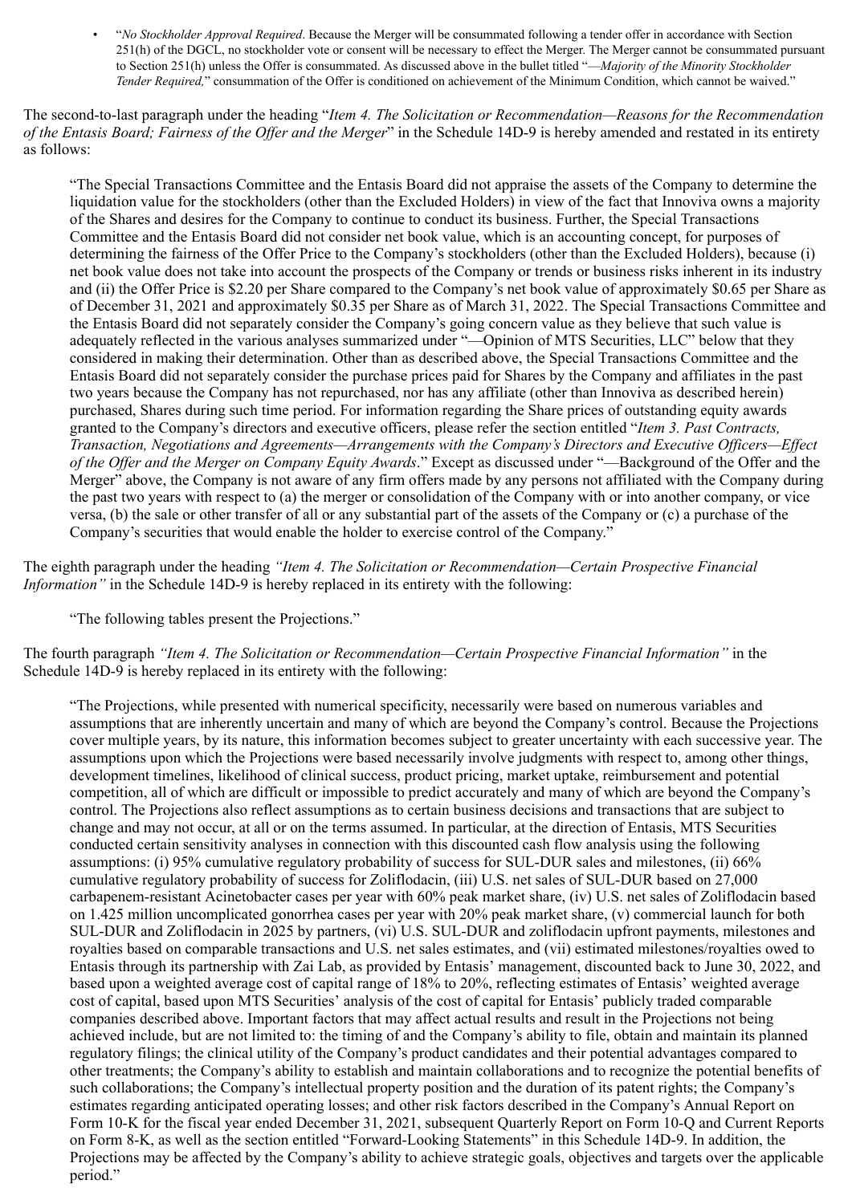- "*No Stockholder Approval Required*. Because the Merger will be consummated following a tender offer in accordance with Section 251(h) of the DGCL, no stockholder vote or consent will be necessary to effect the Merger. The Merger cannot be consummated pursuant to Section 251(h) unless the Offer is consummated. As discussed above in the bullet titled "*—Majority of the Minority Stockholder Tender Required,*" consummation of the Offer is conditioned on achievement of the Minimum Condition, which cannot be waived."

The second-to-last paragraph under the heading "*Item 4. The Solicitation or Recommendation—Reasons for the Recommendation of the Entasis Board; Fairness of the Offer and the Merger*" in the Schedule 14D-9 is hereby amended and restated in its entirety as follows:

> "The Special Transactions Committee and the Entasis Board did not appraise the assets of the Company to determine the liquidation value for the stockholders (other than the Excluded Holders) in view of the fact that Innoviva owns a majority of the Shares and desires for the Company to continue to conduct its business. Further, the Special Transactions Committee and the Entasis Board did not consider net book value, which is an accounting concept, for purposes of determining the fairness of the Offer Price to the Company's stockholders (other than the Excluded Holders), because (i) net book value does not take into account the prospects of the Company or trends or business risks inherent in its industry and (ii) the Offer Price is $2.20 per Share compared to the Company's net book value of approximately $0.65 per Share as of December 31, 2021 and approximately $0.35 per Share as of March 31, 2022. The Special Transactions Committee and the Entasis Board did not separately consider the Company's going concern value as they believe that such value is adequately reflected in the various analyses summarized under "—Opinion of MTS Securities, LLC" below that they considered in making their determination. Other than as described above, the Special Transactions Committee and the Entasis Board did not separately consider the purchase prices paid for Shares by the Company and affiliates in the past two years because the Company has not repurchased, nor has any affiliate (other than Innoviva as described herein) purchased, Shares during such time period. For information regarding the Share prices of outstanding equity awards granted to the Company's directors and executive officers, please refer the section entitled "*Item 3. Past Contracts, Transaction, Negotiations and Agreements—Arrangements with the Company's Directors and Executive Officers—Effect of the Offer and the Merger on Company Equity Awards*." Except as discussed under "—Background of the Offer and the Merger" above, the Company is not aware of any firm offers made by any persons not affiliated with the Company during the past two years with respect to (a) the merger or consolidation of the Company with or into another company, or vice versa, (b) the sale or other transfer of all or any substantial part of the assets of the Company or (c) a purchase of the Company's securities that would enable the holder to exercise control of the Company."

The eighth paragraph under the heading *"Item 4. The Solicitation or Recommendation—Certain Prospective Financial Information"* in the Schedule 14D-9 is hereby replaced in its entirety with the following:

> "The following tables present the Projections."

The fourth paragraph *"Item 4. The Solicitation or Recommendation—Certain Prospective Financial Information"* in the Schedule 14D-9 is hereby replaced in its entirety with the following:

> "The Projections, while presented with numerical specificity, necessarily were based on numerous variables and assumptions that are inherently uncertain and many of which are beyond the Company's control. Because the Projections cover multiple years, by its nature, this information becomes subject to greater uncertainty with each successive year. The assumptions upon which the Projections were based necessarily involve judgments with respect to, among other things, development timelines, likelihood of clinical success, product pricing, market uptake, reimbursement and potential competition, all of which are difficult or impossible to predict accurately and many of which are beyond the Company's control. The Projections also reflect assumptions as to certain business decisions and transactions that are subject to change and may not occur, at all or on the terms assumed. In particular, at the direction of Entasis, MTS Securities conducted certain sensitivity analyses in connection with this discounted cash flow analysis using the following assumptions: (i) 95% cumulative regulatory probability of success for SUL-DUR sales and milestones, (ii) 66% cumulative regulatory probability of success for Zoliflodacin, (iii) U.S. net sales of SUL-DUR based on 27,000 carbapenem-resistant Acinetobacter cases per year with 60% peak market share, (iv) U.S. net sales of Zoliflodacin based on 1.425 million uncomplicated gonorrhea cases per year with 20% peak market share, (v) commercial launch for both SUL-DUR and Zoliflodacin in 2025 by partners, (vi) U.S. SUL-DUR and zoliflodacin upfront payments, milestones and royalties based on comparable transactions and U.S. net sales estimates, and (vii) estimated milestones/royalties owed to Entasis through its partnership with Zai Lab, as provided by Entasis' management, discounted back to June 30, 2022, and based upon a weighted average cost of capital range of 18% to 20%, reflecting estimates of Entasis' weighted average cost of capital, based upon MTS Securities' analysis of the cost of capital for Entasis' publicly traded comparable companies described above. Important factors that may affect actual results and result in the Projections not being achieved include, but are not limited to: the timing of and the Company's ability to file, obtain and maintain its planned regulatory filings; the clinical utility of the Company's product candidates and their potential advantages compared to other treatments; the Company's ability to establish and maintain collaborations and to recognize the potential benefits of such collaborations; the Company's intellectual property position and the duration of its patent rights; the Company's estimates regarding anticipated operating losses; and other risk factors described in the Company's Annual Report on Form 10-K for the fiscal year ended December 31, 2021, subsequent Quarterly Report on Form 10-Q and Current Reports on Form 8-K, as well as the section entitled "Forward-Looking Statements" in this Schedule 14D-9. In addition, the Projections may be affected by the Company's ability to achieve strategic goals, objectives and targets over the applicable period."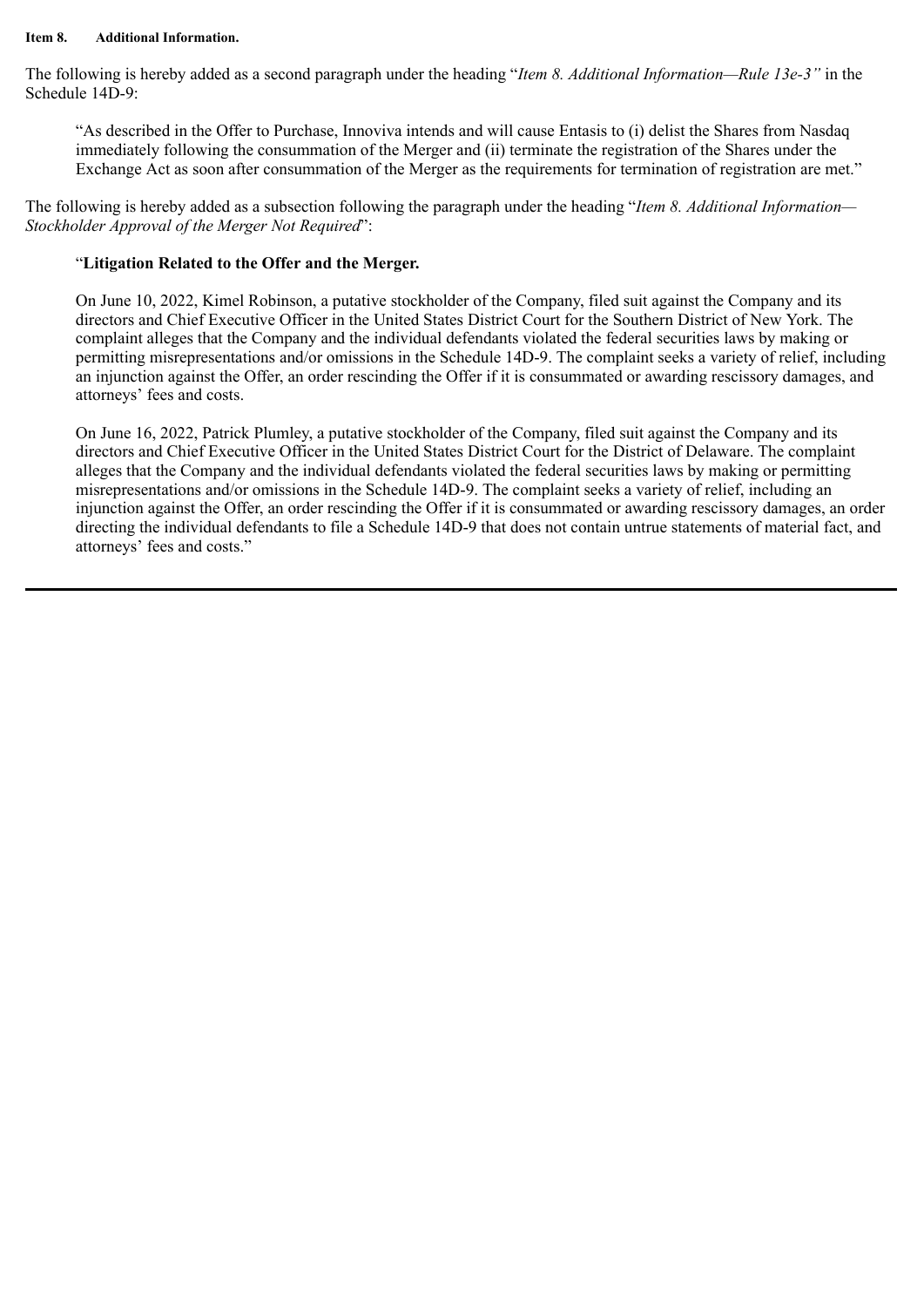**Item 8. Additional Information.**

The following is hereby added as a second paragraph under the heading "*Item 8. Additional Information—Rule 13e-3"* in the Schedule 14D-9:

> "As described in the Offer to Purchase, Innoviva intends and will cause Entasis to (i) delist the Shares from Nasdaq immediately following the consummation of the Merger and (ii) terminate the registration of the Shares under the Exchange Act as soon after consummation of the Merger as the requirements for termination of registration are met."

The following is hereby added as a subsection following the paragraph under the heading "*Item 8. Additional Information—Stockholder Approval of the Merger Not Required*":

> "**Litigation Related to the Offer and the Merger.**
>
> On June 10, 2022, Kimel Robinson, a putative stockholder of the Company, filed suit against the Company and its directors and Chief Executive Officer in the United States District Court for the Southern District of New York. The complaint alleges that the Company and the individual defendants violated the federal securities laws by making or permitting misrepresentations and/or omissions in the Schedule 14D-9. The complaint seeks a variety of relief, including an injunction against the Offer, an order rescinding the Offer if it is consummated or awarding rescissory damages, and attorneys' fees and costs.
>
> On June 16, 2022, Patrick Plumley, a putative stockholder of the Company, filed suit against the Company and its directors and Chief Executive Officer in the United States District Court for the District of Delaware. The complaint alleges that the Company and the individual defendants violated the federal securities laws by making or permitting misrepresentations and/or omissions in the Schedule 14D-9. The complaint seeks a variety of relief, including an injunction against the Offer, an order rescinding the Offer if it is consummated or awarding rescissory damages, an order directing the individual defendants to file a Schedule 14D-9 that does not contain untrue statements of material fact, and attorneys' fees and costs."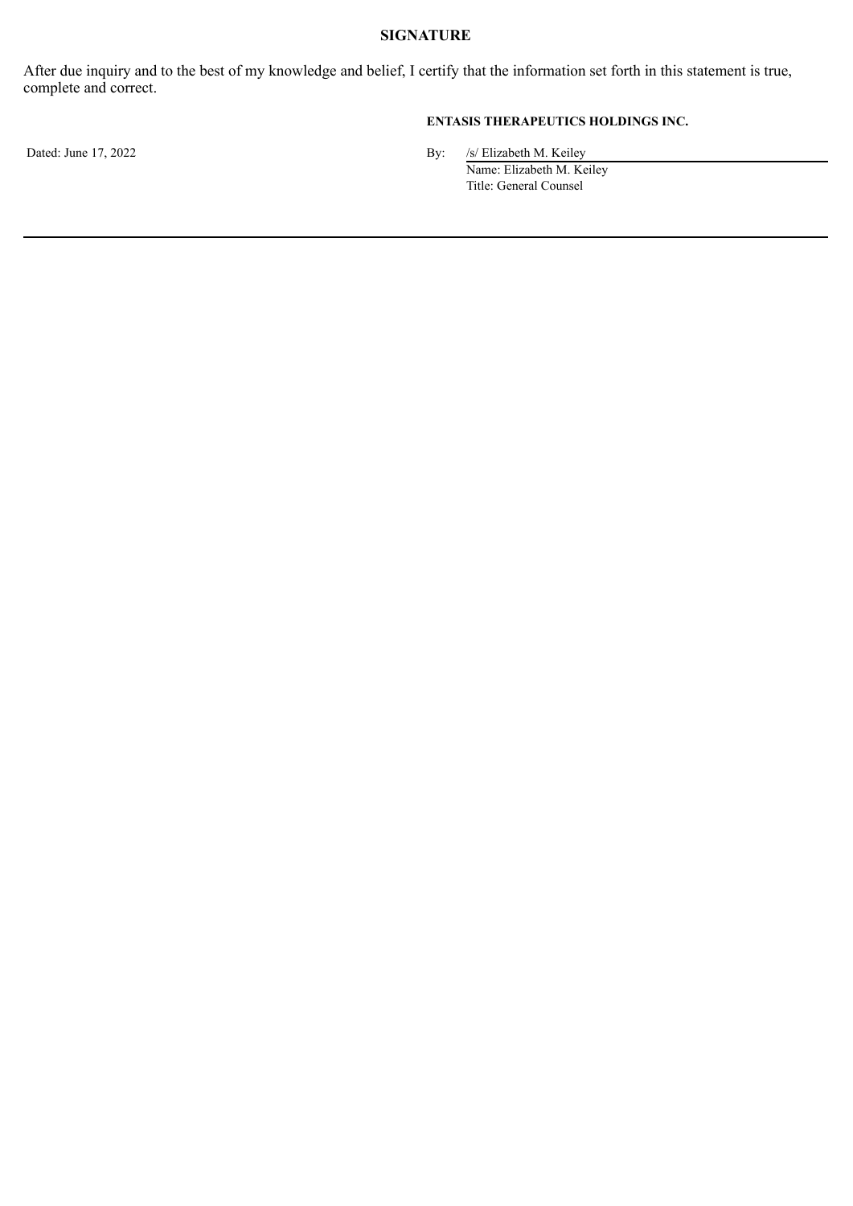## SIGNATURE

After due inquiry and to the best of my knowledge and belief, I certify that the information set forth in this statement is true, complete and correct.

**ENTASIS THERAPEUTICS HOLDINGS INC.**

Dated: June 17, 2022

By: /s/ Elizabeth M. Keiley
Name: Elizabeth M. Keiley
Title: General Counsel